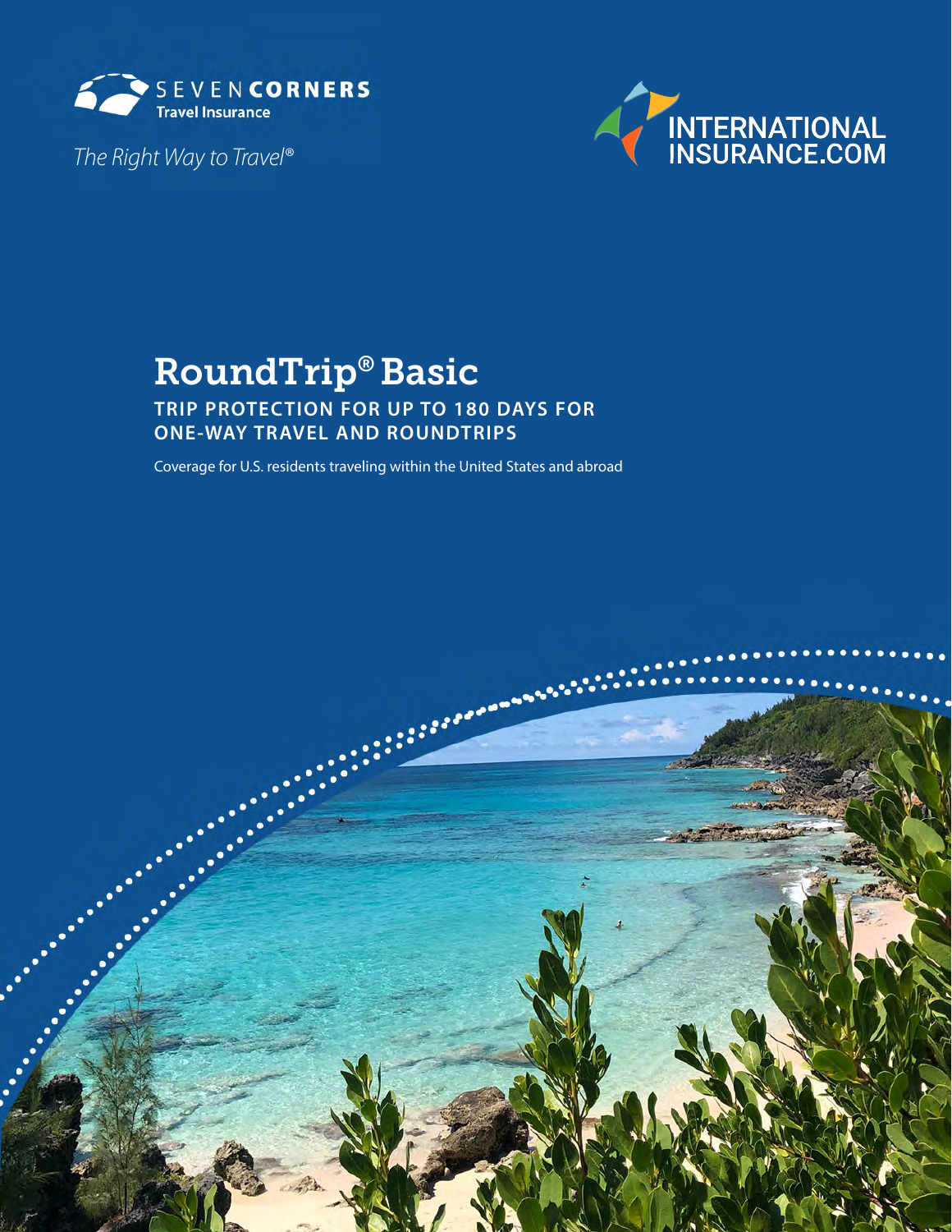SEVEN CORNERS
Travel Insurance

*The Right Way to Travel®*

INTERNATIONAL INSURANCE.COM

# RoundTrip® Basic

## TRIP PROTECTION FOR UP TO 180 DAYS FOR ONE-WAY TRAVEL AND ROUNDTRIPS

Coverage for U.S. residents traveling within the United States and abroad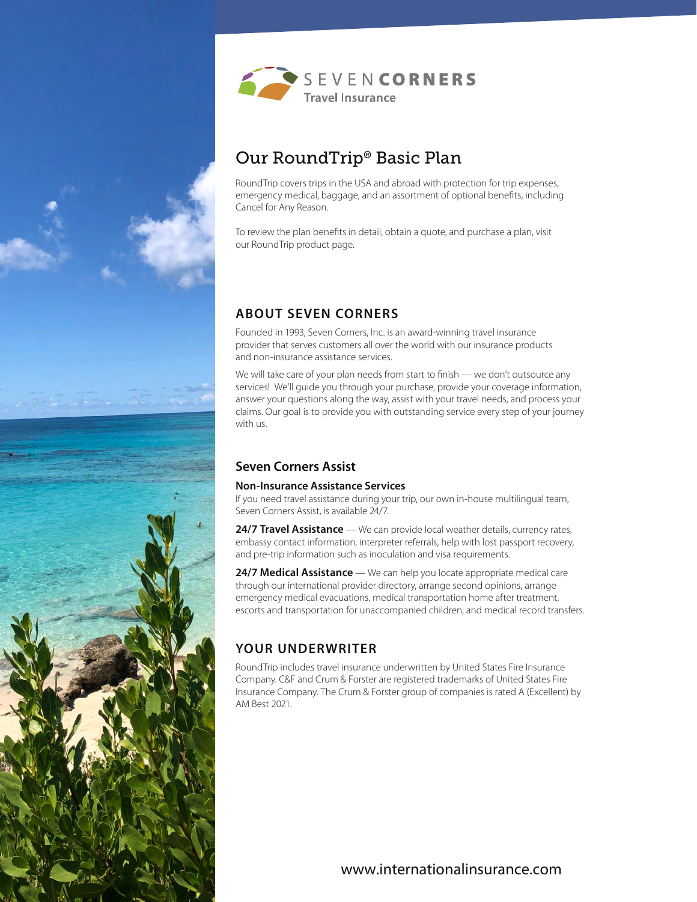SEVEN CORNERS
Travel Insurance

# Our RoundTrip® Basic Plan

RoundTrip covers trips in the USA and abroad with protection for trip expenses, emergency medical, baggage, and an assortment of optional benefits, including Cancel for Any Reason.

To review the plan benefits in detail, obtain a quote, and purchase a plan, visit our RoundTrip product page.

## ABOUT SEVEN CORNERS

Founded in 1993, Seven Corners, Inc. is an award-winning travel insurance provider that serves customers all over the world with our insurance products and non-insurance assistance services.

We will take care of your plan needs from start to finish — we don't outsource any services! We'll guide you through your purchase, provide your coverage information, answer your questions along the way, assist with your travel needs, and process your claims. Our goal is to provide you with outstanding service every step of your journey with us.

### Seven Corners Assist

**Non-Insurance Assistance Services**

If you need travel assistance during your trip, our own in-house multilingual team, Seven Corners Assist, is available 24/7.

**24/7 Travel Assistance** — We can provide local weather details, currency rates, embassy contact information, interpreter referrals, help with lost passport recovery, and pre-trip information such as inoculation and visa requirements.

**24/7 Medical Assistance** — We can help you locate appropriate medical care through our international provider directory, arrange second opinions, arrange emergency medical evacuations, medical transportation home after treatment, escorts and transportation for unaccompanied children, and medical record transfers.

## YOUR UNDERWRITER

RoundTrip includes travel insurance underwritten by United States Fire Insurance Company. C&F and Crum & Forster are registered trademarks of United States Fire Insurance Company. The Crum & Forster group of companies is rated A (Excellent) by AM Best 2021.

www.internationalinsurance.com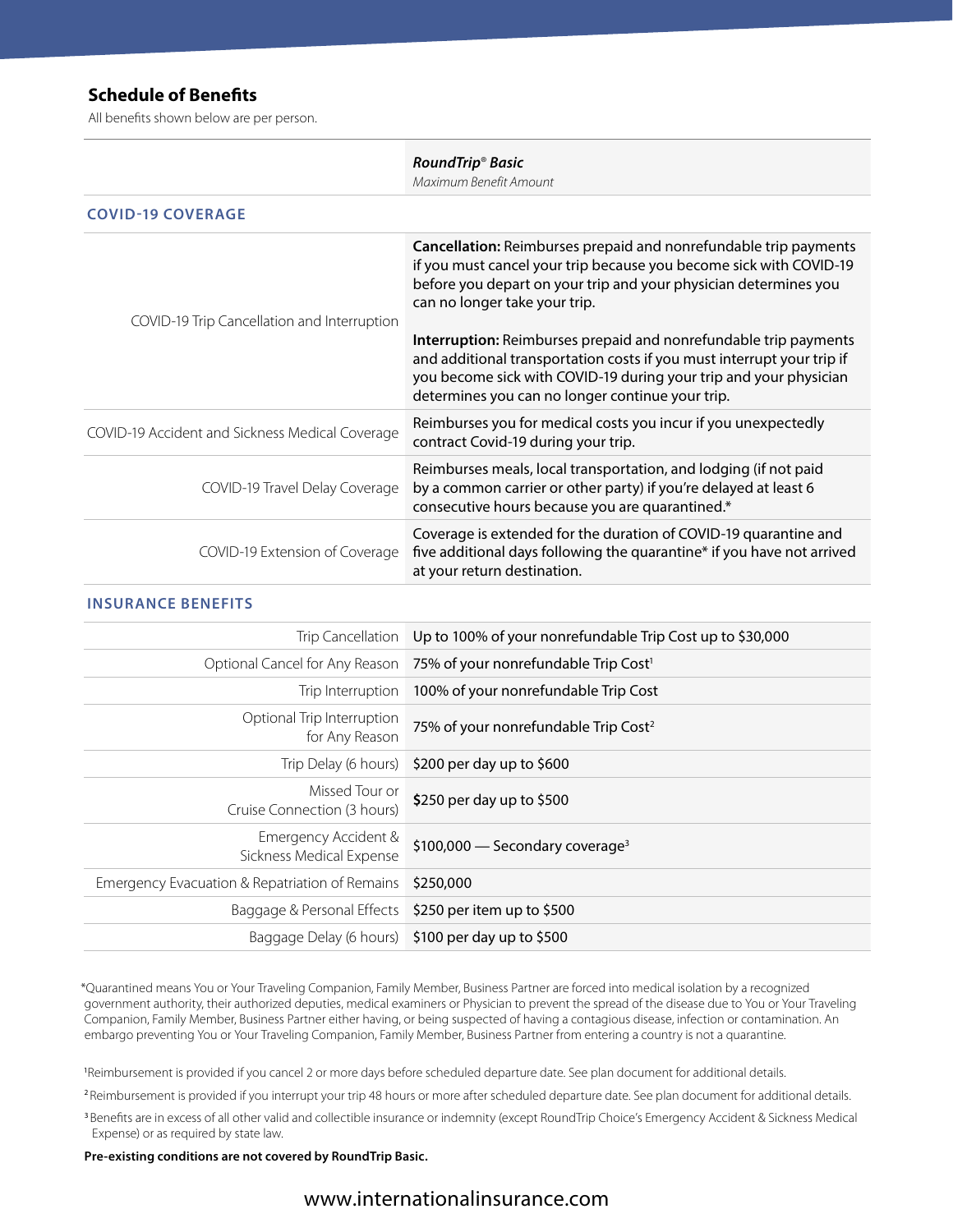## Schedule of Benefits

All benefits shown below are per person.

| | ***RoundTrip® Basic*** *Maximum Benefit Amount* |
|---|---|
| **COVID-19 COVERAGE** | |
| COVID-19 Trip Cancellation and Interruption | **Cancellation:** Reimburses prepaid and nonrefundable trip payments if you must cancel your trip because you become sick with COVID-19 before you depart on your trip and your physician determines you can no longer take your trip. **Interruption:** Reimburses prepaid and nonrefundable trip payments and additional transportation costs if you must interrupt your trip if you become sick with COVID-19 during your trip and your physician determines you can no longer continue your trip. |
| COVID-19 Accident and Sickness Medical Coverage | Reimburses you for medical costs you incur if you unexpectedly contract Covid-19 during your trip. |
| COVID-19 Travel Delay Coverage | Reimburses meals, local transportation, and lodging (if not paid by a common carrier or other party) if you're delayed at least 6 consecutive hours because you are quarantined.* |
| COVID-19 Extension of Coverage | Coverage is extended for the duration of COVID-19 quarantine and five additional days following the quarantine* if you have not arrived at your return destination. |
| **INSURANCE BENEFITS** | |
| Trip Cancellation | Up to 100% of your nonrefundable Trip Cost up to $30,000 |
| Optional Cancel for Any Reason | 75% of your nonrefundable Trip Cost[1] |
| Trip Interruption | 100% of your nonrefundable Trip Cost |
| Optional Trip Interruption for Any Reason | 75% of your nonrefundable Trip Cost[2] |
| Trip Delay (6 hours) | $200 per day up to $600 |
| Missed Tour or Cruise Connection (3 hours) | $250 per day up to $500 |
| Emergency Accident & Sickness Medical Expense | $100,000 — Secondary coverage[3] |
| Emergency Evacuation & Repatriation of Remains | $250,000 |
| Baggage & Personal Effects | $250 per item up to $500 |
| Baggage Delay (6 hours) | $100 per day up to $500 |

*Quarantined means You or Your Traveling Companion, Family Member, Business Partner are forced into medical isolation by a recognized government authority, their authorized deputies, medical examiners or Physician to prevent the spread of the disease due to You or Your Traveling Companion, Family Member, Business Partner either having, or being suspected of having a contagious disease, infection or contamination. An embargo preventing You or Your Traveling Companion, Family Member, Business Partner from entering a country is not a quarantine.

[1] Reimbursement is provided if you cancel 2 or more days before scheduled departure date. See plan document for additional details.

[2] Reimbursement is provided if you interrupt your trip 48 hours or more after scheduled departure date. See plan document for additional details.

[3] Benefits are in excess of all other valid and collectible insurance or indemnity (except RoundTrip Choice's Emergency Accident & Sickness Medical Expense) or as required by state law.

**Pre-existing conditions are not covered by RoundTrip Basic.**

www.internationalinsurance.com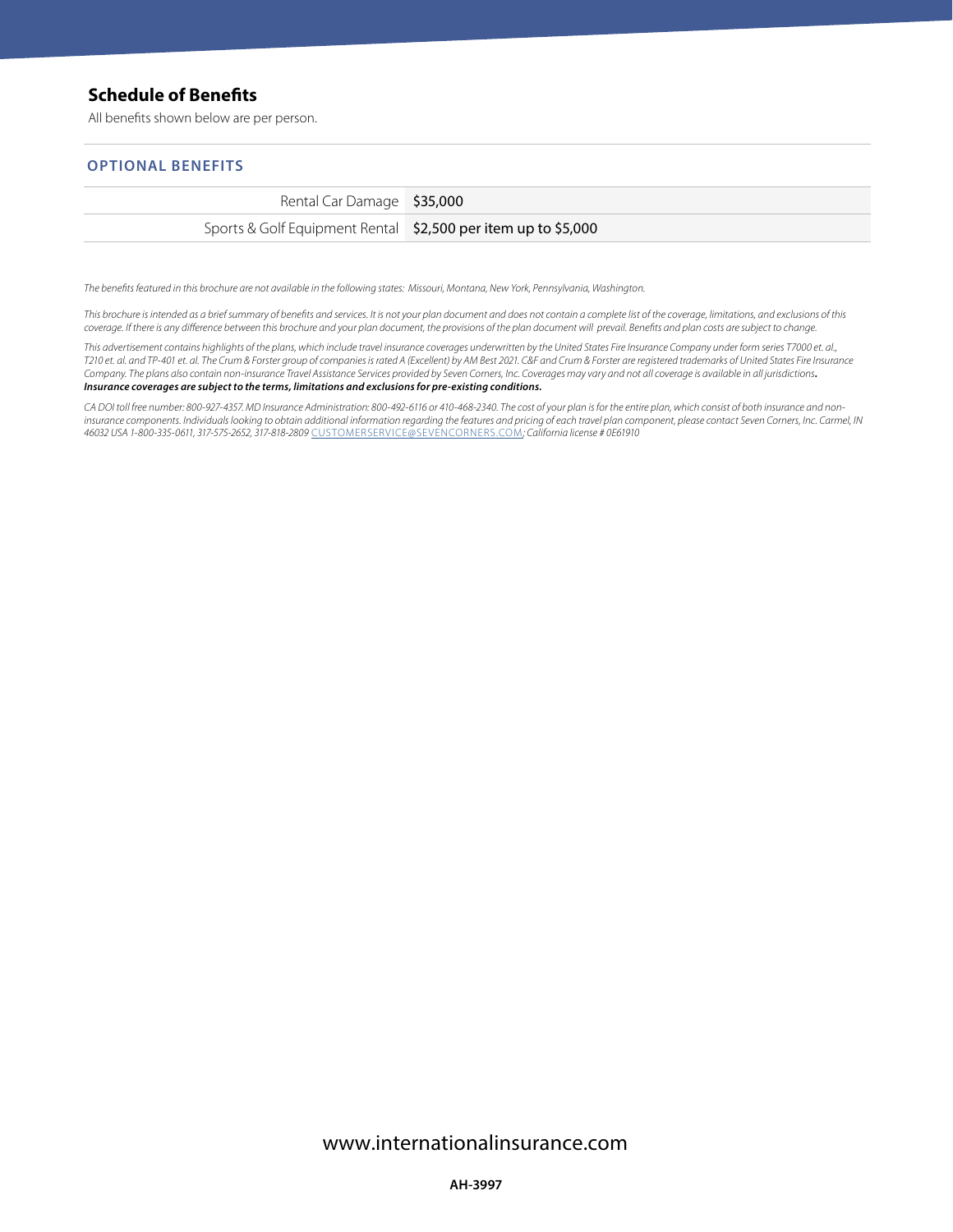## Schedule of Benefits

All benefits shown below are per person.

### OPTIONAL BENEFITS

| | |
|---|---|
| Rental Car Damage | $35,000 |
| Sports & Golf Equipment Rental | $2,500 per item up to $5,000 |

*The benefits featured in this brochure are not available in the following states: Missouri, Montana, New York, Pennsylvania, Washington.*

*This brochure is intended as a brief summary of benefits and services. It is not your plan document and does not contain a complete list of the coverage, limitations, and exclusions of this coverage. If there is any difference between this brochure and your plan document, the provisions of the plan document will prevail. Benefits and plan costs are subject to change.*

*This advertisement contains highlights of the plans, which include travel insurance coverages underwritten by the United States Fire Insurance Company under form series T7000 et. al., T210 et. al. and TP-401 et. al. The Crum & Forster group of companies is rated A (Excellent) by AM Best 2021. C&F and Crum & Forster are registered trademarks of United States Fire Insurance Company. The plans also contain non-insurance Travel Assistance Services provided by Seven Corners, Inc. Coverages may vary and not all coverage is available in all jurisdictions.* ***Insurance coverages are subject to the terms, limitations and exclusions for pre-existing conditions.***

*CA DOI toll free number: 800-927-4357. MD Insurance Administration: 800-492-6116 or 410-468-2340. The cost of your plan is for the entire plan, which consist of both insurance and non-insurance components. Individuals looking to obtain additional information regarding the features and pricing of each travel plan component, please contact Seven Corners, Inc. Carmel, IN 46032 USA 1-800-335-0611, 317-575-2652, 317-818-2809 CUSTOMERSERVICE@SEVENCORNERS.COM; California license # 0E61910*

www.internationalinsurance.com

**AH-3997**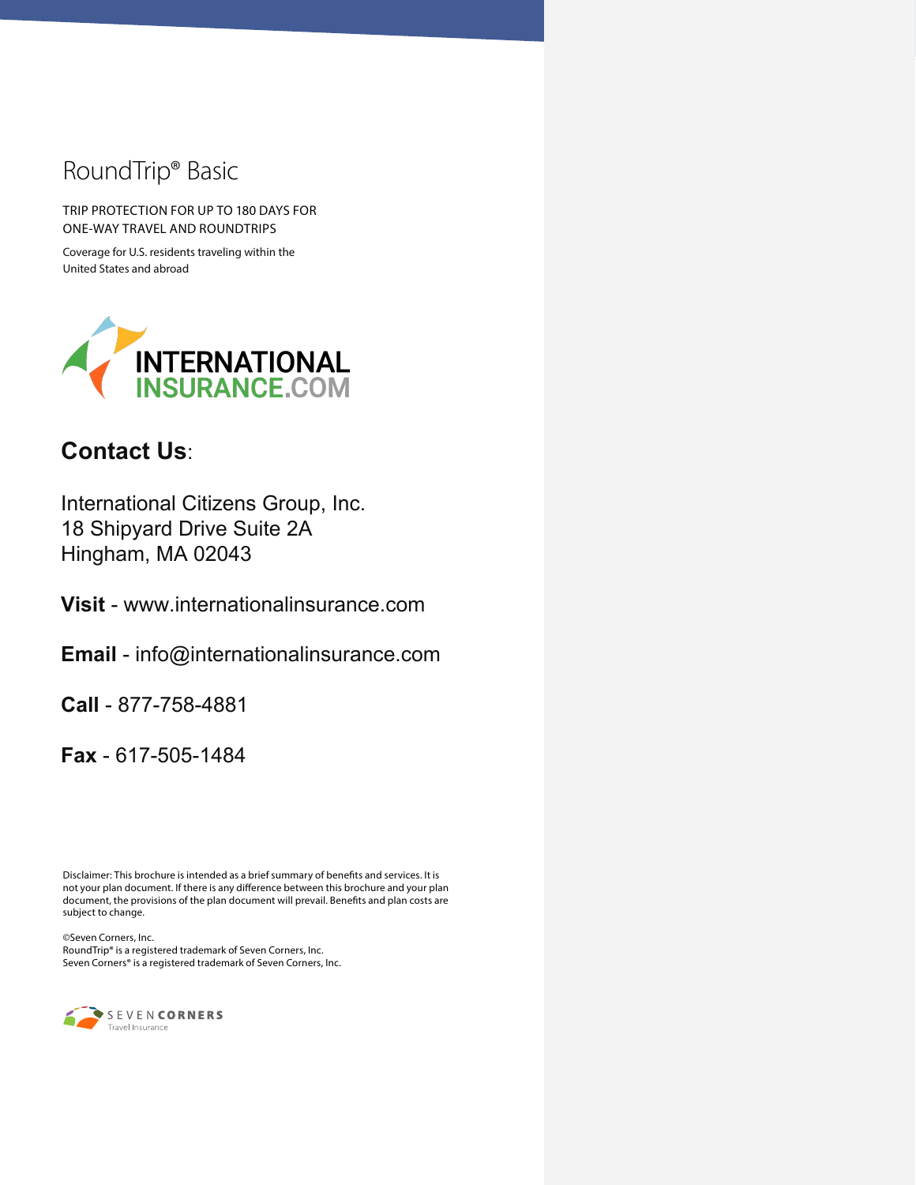# RoundTrip® Basic

TRIP PROTECTION FOR UP TO 180 DAYS FOR ONE-WAY TRAVEL AND ROUNDTRIPS

Coverage for U.S. residents traveling within the United States and abroad

INTERNATIONAL INSURANCE.COM

## Contact Us:

International Citizens Group, Inc.
18 Shipyard Drive Suite 2A
Hingham, MA 02043

**Visit** - www.internationalinsurance.com

**Email** - info@internationalinsurance.com

**Call** - 877-758-4881

**Fax** - 617-505-1484

Disclaimer: This brochure is intended as a brief summary of benefits and services. It is not your plan document. If there is any difference between this brochure and your plan document, the provisions of the plan document will prevail. Benefits and plan costs are subject to change.

©Seven Corners, Inc.
RoundTrip® is a registered trademark of Seven Corners, Inc.
Seven Corners® is a registered trademark of Seven Corners, Inc.

SEVEN CORNERS
Travel Insurance